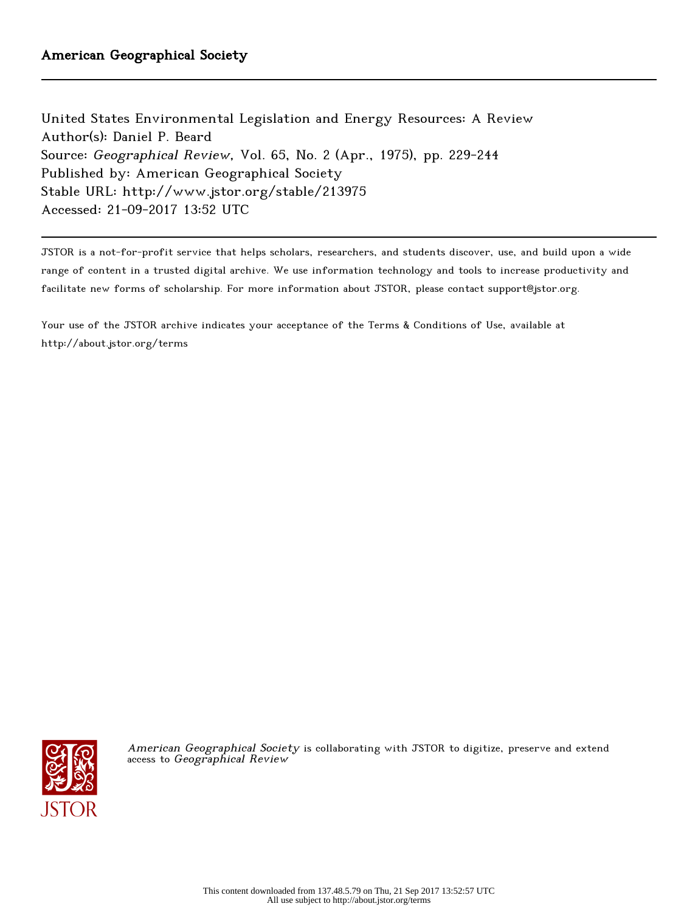American Geographical Society

---

United States Environmental Legislation and Energy Resources: A Review
Author(s): Daniel P. Beard
Source: *Geographical Review*, Vol. 65, No. 2 (Apr., 1975), pp. 229-244
Published by: American Geographical Society
Stable URL: http://www.jstor.org/stable/213975
Accessed: 21-09-2017 13:52 UTC

---

JSTOR is a not-for-profit service that helps scholars, researchers, and students discover, use, and build upon a wide range of content in a trusted digital archive. We use information technology and tools to increase productivity and facilitate new forms of scholarship. For more information about JSTOR, please contact support@jstor.org.

Your use of the JSTOR archive indicates your acceptance of the Terms & Conditions of Use, available at http://about.jstor.org/terms

*American Geographical Society* is collaborating with JSTOR to digitize, preserve and extend access to *Geographical Review*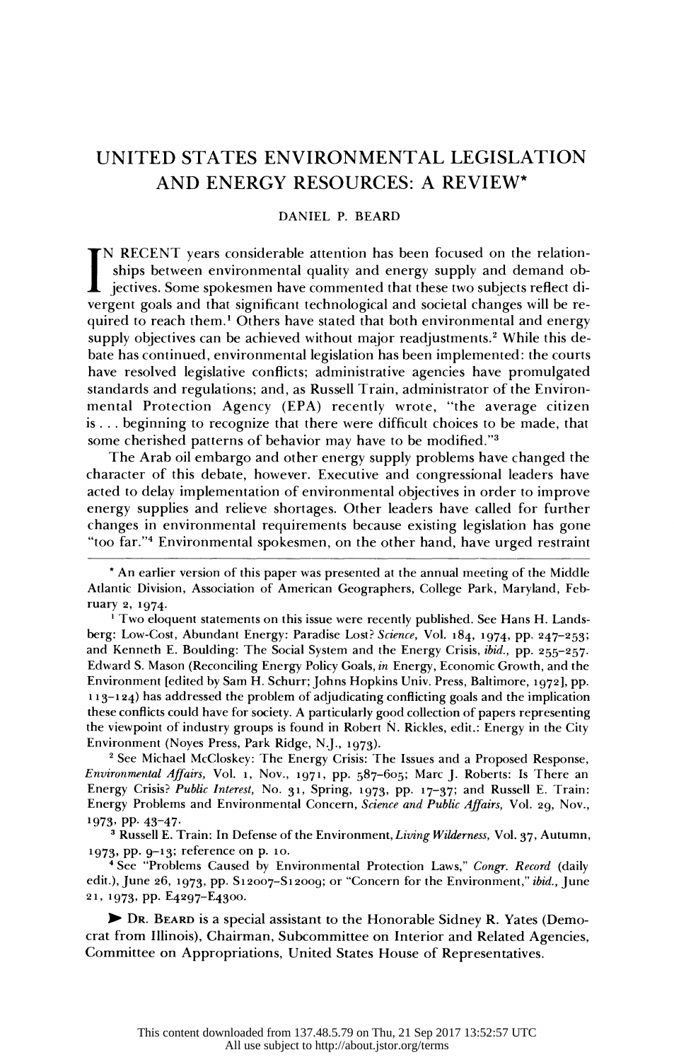# UNITED STATES ENVIRONMENTAL LEGISLATION AND ENERGY RESOURCES: A REVIEW*

DANIEL P. BEARD

IN RECENT years considerable attention has been focused on the relationships between environmental quality and energy supply and demand objectives. Some spokesmen have commented that these two subjects reflect divergent goals and that significant technological and societal changes will be required to reach them.[1] Others have stated that both environmental and energy supply objectives can be achieved without major readjustments.[2] While this debate has continued, environmental legislation has been implemented: the courts have resolved legislative conflicts; administrative agencies have promulgated standards and regulations; and, as Russell Train, administrator of the Environmental Protection Agency (EPA) recently wrote, "the average citizen is . . . beginning to recognize that there were difficult choices to be made, that some cherished patterns of behavior may have to be modified."[3]

The Arab oil embargo and other energy supply problems have changed the character of this debate, however. Executive and congressional leaders have acted to delay implementation of environmental objectives in order to improve energy supplies and relieve shortages. Other leaders have called for further changes in environmental requirements because existing legislation has gone "too far."[4] Environmental spokesmen, on the other hand, have urged restraint

---

\* An earlier version of this paper was presented at the annual meeting of the Middle Atlantic Division, Association of American Geographers, College Park, Maryland, February 2, 1974.

[1] Two eloquent statements on this issue were recently published. See Hans H. Landsberg: Low-Cost, Abundant Energy: Paradise Lost? *Science*, Vol. 184, 1974, pp. 247–253; and Kenneth E. Boulding: The Social System and the Energy Crisis, *ibid.*, pp. 255–257. Edward S. Mason (Reconciling Energy Policy Goals, *in* Energy, Economic Growth, and the Environment [edited by Sam H. Schurr; Johns Hopkins Univ. Press, Baltimore, 1972], pp. 113–124) has addressed the problem of adjudicating conflicting goals and the implication these conflicts could have for society. A particularly good collection of papers representing the viewpoint of industry groups is found in Robert N. Rickles, edit.: Energy in the City Environment (Noyes Press, Park Ridge, N.J., 1973).

[2] See Michael McCloskey: The Energy Crisis: The Issues and a Proposed Response, *Environmental Affairs*, Vol. 1, Nov., 1971, pp. 587–605; Marc J. Roberts: Is There an Energy Crisis? *Public Interest*, No. 31, Spring, 1973, pp. 17–37; and Russell E. Train: Energy Problems and Environmental Concern, *Science and Public Affairs*, Vol. 29, Nov., 1973, pp. 43–47.

[3] Russell E. Train: In Defense of the Environment, *Living Wilderness*, Vol. 37, Autumn, 1973, pp. 9–13; reference on p. 10.

[4] See "Problems Caused by Environmental Protection Laws," *Congr. Record* (daily edit.), June 26, 1973, pp. S12007–S12009; or "Concern for the Environment," *ibid.*, June 21, 1973, pp. E4297–E4300.

➤ DR. BEARD is a special assistant to the Honorable Sidney R. Yates (Democrat from Illinois), Chairman, Subcommittee on Interior and Related Agencies, Committee on Appropriations, United States House of Representatives.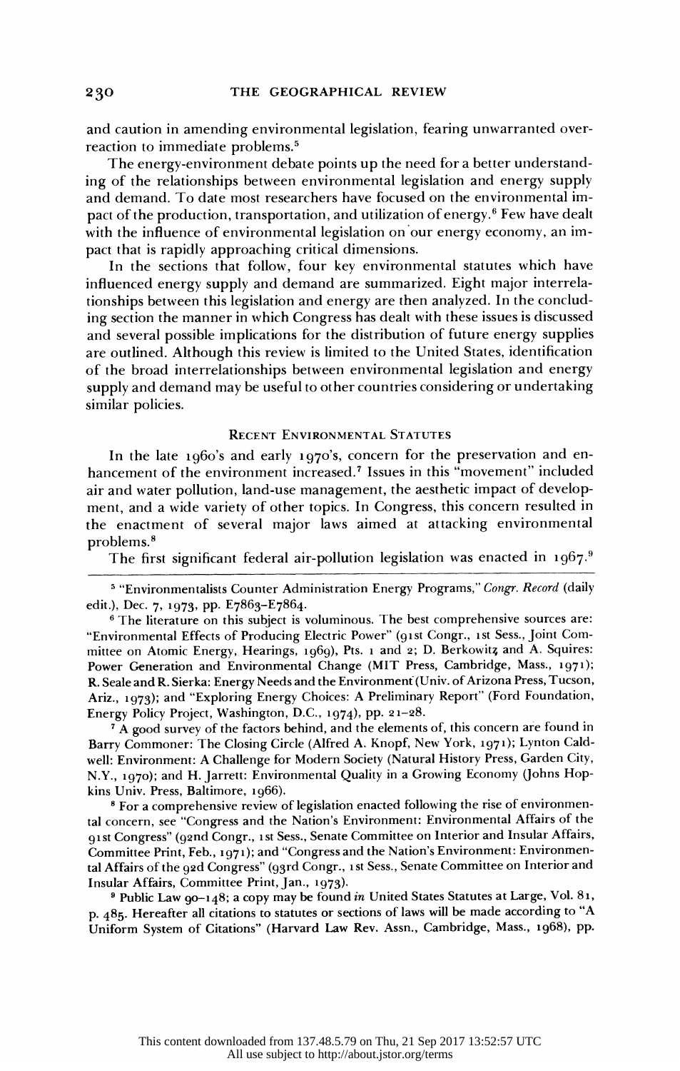and caution in amending environmental legislation, fearing unwarranted overreaction to immediate problems.[5]

The energy-environment debate points up the need for a better understanding of the relationships between environmental legislation and energy supply and demand. To date most researchers have focused on the environmental impact of the production, transportation, and utilization of energy.[6] Few have dealt with the influence of environmental legislation on our energy economy, an impact that is rapidly approaching critical dimensions.

In the sections that follow, four key environmental statutes which have influenced energy supply and demand are summarized. Eight major interrelationships between this legislation and energy are then analyzed. In the concluding section the manner in which Congress has dealt with these issues is discussed and several possible implications for the distribution of future energy supplies are outlined. Although this review is limited to the United States, identification of the broad interrelationships between environmental legislation and energy supply and demand may be useful to other countries considering or undertaking similar policies.

## Recent Environmental Statutes

In the late 1960's and early 1970's, concern for the preservation and enhancement of the environment increased.[7] Issues in this "movement" included air and water pollution, land-use management, the aesthetic impact of development, and a wide variety of other topics. In Congress, this concern resulted in the enactment of several major laws aimed at attacking environmental problems.[8]

The first significant federal air-pollution legislation was enacted in 1967.[9]

---

[5] "Environmentalists Counter Administration Energy Programs," *Congr. Record* (daily edit.), Dec. 7, 1973, pp. E7863–E7864.

[6] The literature on this subject is voluminous. The best comprehensive sources are: "Environmental Effects of Producing Electric Power" (91st Congr., 1st Sess., Joint Committee on Atomic Energy, Hearings, 1969), Pts. 1 and 2; D. Berkowitz and A. Squires: Power Generation and Environmental Change (MIT Press, Cambridge, Mass., 1971); R. Seale and R. Sierka: Energy Needs and the Environment (Univ. of Arizona Press, Tucson, Ariz., 1973); and "Exploring Energy Choices: A Preliminary Report" (Ford Foundation, Energy Policy Project, Washington, D.C., 1974), pp. 21–28.

[7] A good survey of the factors behind, and the elements of, this concern are found in Barry Commoner: The Closing Circle (Alfred A. Knopf, New York, 1971); Lynton Caldwell: Environment: A Challenge for Modern Society (Natural History Press, Garden City, N.Y., 1970); and H. Jarrett: Environmental Quality in a Growing Economy (Johns Hopkins Univ. Press, Baltimore, 1966).

[8] For a comprehensive review of legislation enacted following the rise of environmental concern, see "Congress and the Nation's Environment: Environmental Affairs of the 91st Congress" (92nd Congr., 1st Sess., Senate Committee on Interior and Insular Affairs, Committee Print, Feb., 1971); and "Congress and the Nation's Environment: Environmental Affairs of the 92d Congress" (93rd Congr., 1st Sess., Senate Committee on Interior and Insular Affairs, Committee Print, Jan., 1973).

[9] Public Law 90–148; a copy may be found *in* United States Statutes at Large, Vol. 81, p. 485. Hereafter all citations to statutes or sections of laws will be made according to "A Uniform System of Citations" (Harvard Law Rev. Assn., Cambridge, Mass., 1968), pp.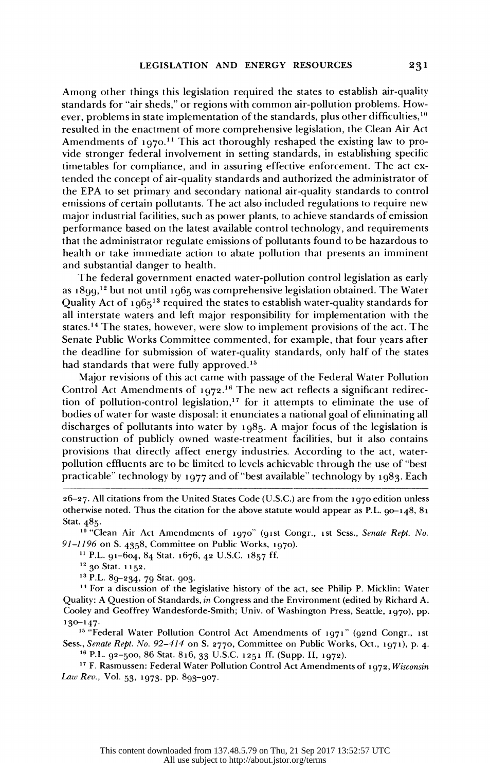Among other things this legislation required the states to establish air-quality standards for "air sheds," or regions with common air-pollution problems. However, problems in state implementation of the standards, plus other difficulties,[10] resulted in the enactment of more comprehensive legislation, the Clean Air Act Amendments of 1970.[11] This act thoroughly reshaped the existing law to provide stronger federal involvement in setting standards, in establishing specific timetables for compliance, and in assuring effective enforcement. The act extended the concept of air-quality standards and authorized the administrator of the EPA to set primary and secondary national air-quality standards to control emissions of certain pollutants. The act also included regulations to require new major industrial facilities, such as power plants, to achieve standards of emission performance based on the latest available control technology, and requirements that the administrator regulate emissions of pollutants found to be hazardous to health or take immediate action to abate pollution that presents an imminent and substantial danger to health.

The federal government enacted water-pollution control legislation as early as 1899,[12] but not until 1965 was comprehensive legislation obtained. The Water Quality Act of 1965[13] required the states to establish water-quality standards for all interstate waters and left major responsibility for implementation with the states.[14] The states, however, were slow to implement provisions of the act. The Senate Public Works Committee commented, for example, that four years after the deadline for submission of water-quality standards, only half of the states had standards that were fully approved.[15]

Major revisions of this act came with passage of the Federal Water Pollution Control Act Amendments of 1972.[16] The new act reflects a significant redirection of pollution-control legislation,[17] for it attempts to eliminate the use of bodies of water for waste disposal: it enunciates a national goal of eliminating all discharges of pollutants into water by 1985. A major focus of the legislation is construction of publicly owned waste-treatment facilities, but it also contains provisions that directly affect energy industries. According to the act, water-pollution effluents are to be limited to levels achievable through the use of "best practicable" technology by 1977 and of "best available" technology by 1983. Each

---

26–27. All citations from the United States Code (U.S.C.) are from the 1970 edition unless otherwise noted. Thus the citation for the above statute would appear as P.L. 90–148, 81 Stat. 485.

[10] "Clean Air Act Amendments of 1970" (91st Congr., 1st Sess., *Senate Rept. No. 91–1196* on S. 4358, Committee on Public Works, 1970).

[11] P.L. 91–604, 84 Stat. 1676, 42 U.S.C. 1857 ff.

[12] 30 Stat. 1152.

[13] P.L. 89–234, 79 Stat. 903.

[14] For a discussion of the legislative history of the act, see Philip P. Micklin: Water Quality: A Question of Standards, *in* Congress and the Environment (edited by Richard A. Cooley and Geoffrey Wandesforde-Smith; Univ. of Washington Press, Seattle, 1970), pp. 130–147.

[15] "Federal Water Pollution Control Act Amendments of 1971" (92nd Congr., 1st Sess., *Senate Rept. No. 92–414* on S. 2770, Committee on Public Works, Oct., 1971), p. 4.

[16] P.L. 92–500, 86 Stat. 816, 33 U.S.C. 1251 ff. (Supp. II, 1972).

[17] F. Rasmussen: Federal Water Pollution Control Act Amendments of 1972, *Wisconsin Law Rev.*, Vol. 53, 1973, pp. 893–907.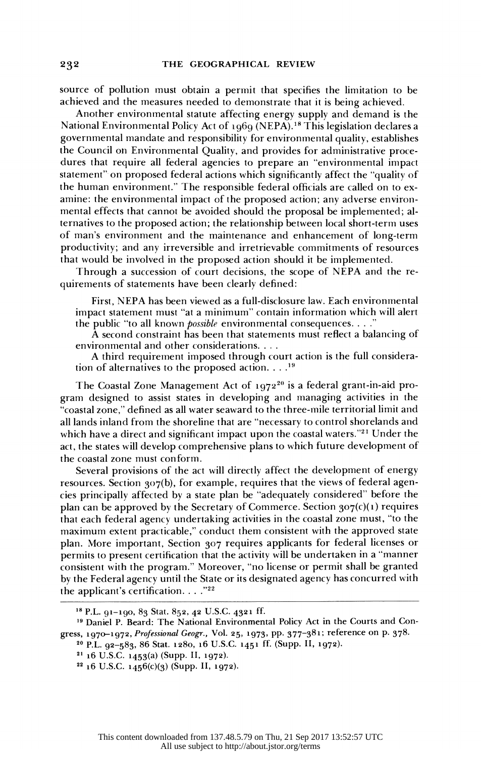source of pollution must obtain a permit that specifies the limitation to be achieved and the measures needed to demonstrate that it is being achieved.

Another environmental statute affecting energy supply and demand is the National Environmental Policy Act of 1969 (NEPA).[18] This legislation declares a governmental mandate and responsibility for environmental quality, establishes the Council on Environmental Quality, and provides for administrative procedures that require all federal agencies to prepare an "environmental impact statement" on proposed federal actions which significantly affect the "quality of the human environment." The responsible federal officials are called on to examine: the environmental impact of the proposed action; any adverse environmental effects that cannot be avoided should the proposal be implemented; alternatives to the proposed action; the relationship between local short-term uses of man's environment and the maintenance and enhancement of long-term productivity; and any irreversible and irretrievable commitments of resources that would be involved in the proposed action should it be implemented.

Through a succession of court decisions, the scope of NEPA and the requirements of statements have been clearly defined:

> First, NEPA has been viewed as a full-disclosure law. Each environmental impact statement must "at a minimum" contain information which will alert the public "to all known *possible* environmental consequences. . . ."
>
> A second constraint has been that statements must reflect a balancing of environmental and other considerations. . . .
>
> A third requirement imposed through court action is the full consideration of alternatives to the proposed action. . . .[19]

The Coastal Zone Management Act of 1972[20] is a federal grant-in-aid program designed to assist states in developing and managing activities in the "coastal zone," defined as all water seaward to the three-mile territorial limit and all lands inland from the shoreline that are "necessary to control shorelands and which have a direct and significant impact upon the coastal waters."[21] Under the act, the states will develop comprehensive plans to which future development of the coastal zone must conform.

Several provisions of the act will directly affect the development of energy resources. Section 307(b), for example, requires that the views of federal agencies principally affected by a state plan be "adequately considered" before the plan can be approved by the Secretary of Commerce. Section 307(c)(1) requires that each federal agency undertaking activities in the coastal zone must, "to the maximum extent practicable," conduct them consistent with the approved state plan. More important, Section 307 requires applicants for federal licenses or permits to present certification that the activity will be undertaken in a "manner consistent with the program." Moreover, "no license or permit shall be granted by the Federal agency until the State or its designated agency has concurred with the applicant's certification. . . ."[22]

---

[18] P.L. 91–190, 83 Stat. 852, 42 U.S.C. 4321 ff.

[19] Daniel P. Beard: The National Environmental Policy Act in the Courts and Congress, 1970–1972, *Professional Geogr.*, Vol. 25, 1973, pp. 377–381; reference on p. 378.

[20] P.L. 92–583, 86 Stat. 1280, 16 U.S.C. 1451 ff. (Supp. II, 1972).

[21] 16 U.S.C. 1453(a) (Supp. II, 1972).

[22] 16 U.S.C. 1456(c)(3) (Supp. II, 1972).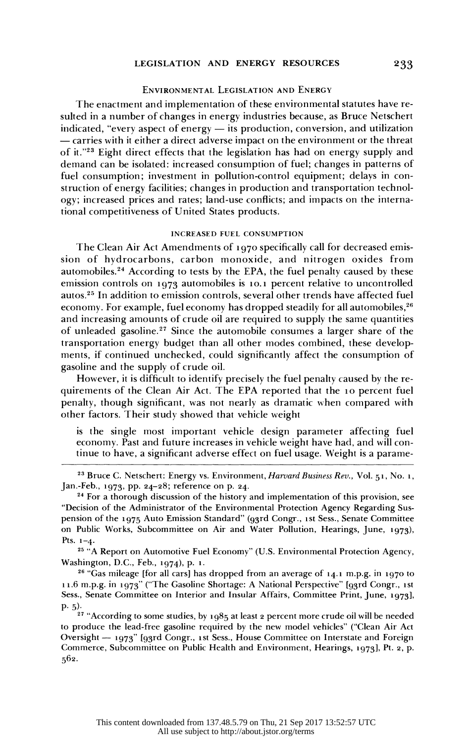## Environmental Legislation and Energy

The enactment and implementation of these environmental statutes have resulted in a number of changes in energy industries because, as Bruce Netschert indicated, "every aspect of energy — its production, conversion, and utilization — carries with it either a direct adverse impact on the environment or the threat of it."[23] Eight direct effects that the legislation has had on energy supply and demand can be isolated: increased consumption of fuel; changes in patterns of fuel consumption; investment in pollution-control equipment; delays in construction of energy facilities; changes in production and transportation technology; increased prices and rates; land-use conflicts; and impacts on the international competitiveness of United States products.

### Increased Fuel Consumption

The Clean Air Act Amendments of 1970 specifically call for decreased emission of hydrocarbons, carbon monoxide, and nitrogen oxides from automobiles.[24] According to tests by the EPA, the fuel penalty caused by these emission controls on 1973 automobiles is 10.1 percent relative to uncontrolled autos.[25] In addition to emission controls, several other trends have affected fuel economy. For example, fuel economy has dropped steadily for all automobiles,[26] and increasing amounts of crude oil are required to supply the same quantities of unleaded gasoline.[27] Since the automobile consumes a larger share of the transportation energy budget than all other modes combined, these developments, if continued unchecked, could significantly affect the consumption of gasoline and the supply of crude oil.

However, it is difficult to identify precisely the fuel penalty caused by the requirements of the Clean Air Act. The EPA reported that the 10 percent fuel penalty, though significant, was not nearly as dramatic when compared with other factors. Their study showed that vehicle weight

> is the single most important vehicle design parameter affecting fuel economy. Past and future increases in vehicle weight have had, and will continue to have, a significant adverse effect on fuel usage. Weight is a parame-

---

[23] Bruce C. Netschert: Energy vs. Environment, *Harvard Business Rev.*, Vol. 51, No. 1, Jan.-Feb., 1973, pp. 24–28; reference on p. 24.

[24] For a thorough discussion of the history and implementation of this provision, see "Decision of the Administrator of the Environmental Protection Agency Regarding Suspension of the 1975 Auto Emission Standard" (93rd Congr., 1st Sess., Senate Committee on Public Works, Subcommittee on Air and Water Pollution, Hearings, June, 1973), Pts. 1–4.

[25] "A Report on Automotive Fuel Economy" (U.S. Environmental Protection Agency, Washington, D.C., Feb., 1974), p. 1.

[26] "Gas mileage [for all cars] has dropped from an average of 14.1 m.p.g. in 1970 to 11.6 m.p.g. in 1973" ("The Gasoline Shortage: A National Perspective" [93rd Congr., 1st Sess., Senate Committee on Interior and Insular Affairs, Committee Print, June, 1973], p. 5).

[27] "According to some studies, by 1985 at least 2 percent more crude oil will be needed to produce the lead-free gasoline required by the new model vehicles" ("Clean Air Act Oversight — 1973" [93rd Congr., 1st Sess., House Committee on Interstate and Foreign Commerce, Subcommittee on Public Health and Environment, Hearings, 1973], Pt. 2, p. 562.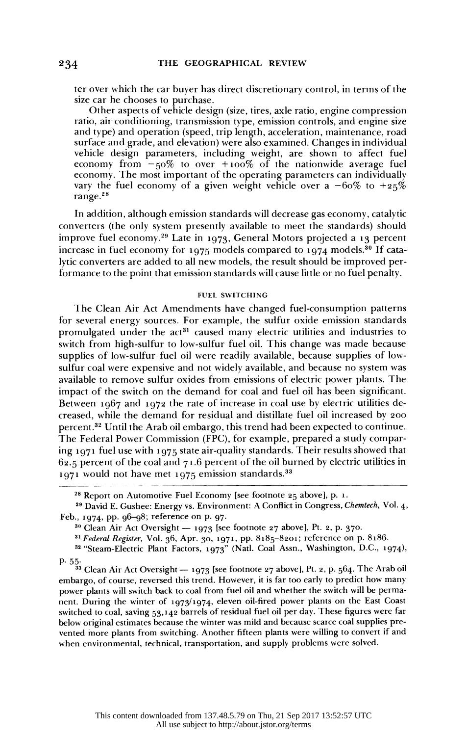ter over which the car buyer has direct discretionary control, in terms of the size car he chooses to purchase.

Other aspects of vehicle design (size, tires, axle ratio, engine compression ratio, air conditioning, transmission type, emission controls, and engine size and type) and operation (speed, trip length, acceleration, maintenance, road surface and grade, and elevation) were also examined. Changes in individual vehicle design parameters, including weight, are shown to affect fuel economy from −50% to over +100% of the nationwide average fuel economy. The most important of the operating parameters can individually vary the fuel economy of a given weight vehicle over a −60% to +25% range.[28]

In addition, although emission standards will decrease gas economy, catalytic converters (the only system presently available to meet the standards) should improve fuel economy.[29] Late in 1973, General Motors projected a 13 percent increase in fuel economy for 1975 models compared to 1974 models.[30] If catalytic converters are added to all new models, the result should be improved performance to the point that emission standards will cause little or no fuel penalty.

## FUEL SWITCHING

The Clean Air Act Amendments have changed fuel-consumption patterns for several energy sources. For example, the sulfur oxide emission standards promulgated under the act[31] caused many electric utilities and industries to switch from high-sulfur to low-sulfur fuel oil. This change was made because supplies of low-sulfur fuel oil were readily available, because supplies of low-sulfur coal were expensive and not widely available, and because no system was available to remove sulfur oxides from emissions of electric power plants. The impact of the switch on the demand for coal and fuel oil has been significant. Between 1967 and 1972 the rate of increase in coal use by electric utilities decreased, while the demand for residual and distillate fuel oil increased by 200 percent.[32] Until the Arab oil embargo, this trend had been expected to continue. The Federal Power Commission (FPC), for example, prepared a study comparing 1971 fuel use with 1975 state air-quality standards. Their results showed that 62.5 percent of the coal and 71.6 percent of the oil burned by electric utilities in 1971 would not have met 1975 emission standards.[33]

---

[28] Report on Automotive Fuel Economy [see footnote 25 above], p. 1.

[29] David E. Gushee: Energy vs. Environment: A Conflict in Congress, *Chemtech*, Vol. 4, Feb., 1974, pp. 96–98; reference on p. 97.

[30] Clean Air Act Oversight — 1973 [see footnote 27 above], Pt. 2, p. 370.

[31] *Federal Register*, Vol. 36, Apr. 30, 1971, pp. 8185–8201; reference on p. 8186.

[32] "Steam-Electric Plant Factors, 1973" (Natl. Coal Assn., Washington, D.C., 1974), p. 55.

[33] Clean Air Act Oversight — 1973 [see footnote 27 above], Pt. 2, p. 564. The Arab oil embargo, of course, reversed this trend. However, it is far too early to predict how many power plants will switch back to coal from fuel oil and whether the switch will be permanent. During the winter of 1973/1974, eleven oil-fired power plants on the East Coast switched to coal, saving 53,142 barrels of residual fuel oil per day. These figures were far below original estimates because the winter was mild and because scarce coal supplies prevented more plants from switching. Another fifteen plants were willing to convert if and when environmental, technical, transportation, and supply problems were solved.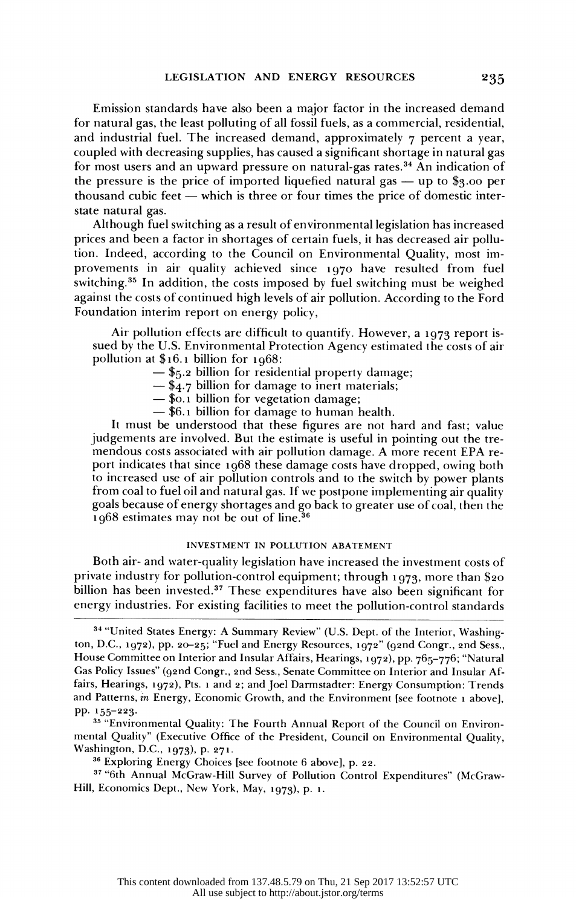Emission standards have also been a major factor in the increased demand for natural gas, the least polluting of all fossil fuels, as a commercial, residential, and industrial fuel. The increased demand, approximately 7 percent a year, coupled with decreasing supplies, has caused a significant shortage in natural gas for most users and an upward pressure on natural-gas rates.[34] An indication of the pressure is the price of imported liquefied natural gas — up to $3.00 per thousand cubic feet — which is three or four times the price of domestic interstate natural gas.

Although fuel switching as a result of environmental legislation has increased prices and been a factor in shortages of certain fuels, it has decreased air pollution. Indeed, according to the Council on Environmental Quality, most improvements in air quality achieved since 1970 have resulted from fuel switching.[35] In addition, the costs imposed by fuel switching must be weighed against the costs of continued high levels of air pollution. According to the Ford Foundation interim report on energy policy,

> Air pollution effects are difficult to quantify. However, a 1973 report issued by the U.S. Environmental Protection Agency estimated the costs of air pollution at $16.1 billion for 1968:
>
> — $5.2 billion for residential property damage;
> — $4.7 billion for damage to inert materials;
> — $0.1 billion for vegetation damage;
> — $6.1 billion for damage to human health.
>
> It must be understood that these figures are not hard and fast; value judgements are involved. But the estimate is useful in pointing out the tremendous costs associated with air pollution damage. A more recent EPA report indicates that since 1968 these damage costs have dropped, owing both to increased use of air pollution controls and to the switch by power plants from coal to fuel oil and natural gas. If we postpone implementing air quality goals because of energy shortages and go back to greater use of coal, then the 1968 estimates may not be out of line.[36]

### INVESTMENT IN POLLUTION ABATEMENT

Both air- and water-quality legislation have increased the investment costs of private industry for pollution-control equipment; through 1973, more than $20 billion has been invested.[37] These expenditures have also been significant for energy industries. For existing facilities to meet the pollution-control standards

---

[34] "United States Energy: A Summary Review" (U.S. Dept. of the Interior, Washington, D.C., 1972), pp. 20–25; "Fuel and Energy Resources, 1972" (92nd Congr., 2nd Sess., House Committee on Interior and Insular Affairs, Hearings, 1972), pp. 765–776; "Natural Gas Policy Issues" (92nd Congr., 2nd Sess., Senate Committee on Interior and Insular Affairs, Hearings, 1972), Pts. 1 and 2; and Joel Darmstadter: Energy Consumption: Trends and Patterns, *in* Energy, Economic Growth, and the Environment [see footnote 1 above], pp. 155–223.

[35] "Environmental Quality: The Fourth Annual Report of the Council on Environmental Quality" (Executive Office of the President, Council on Environmental Quality, Washington, D.C., 1973), p. 271.

[36] Exploring Energy Choices [see footnote 6 above], p. 22.

[37] "6th Annual McGraw-Hill Survey of Pollution Control Expenditures" (McGraw-Hill, Economics Dept., New York, May, 1973), p. 1.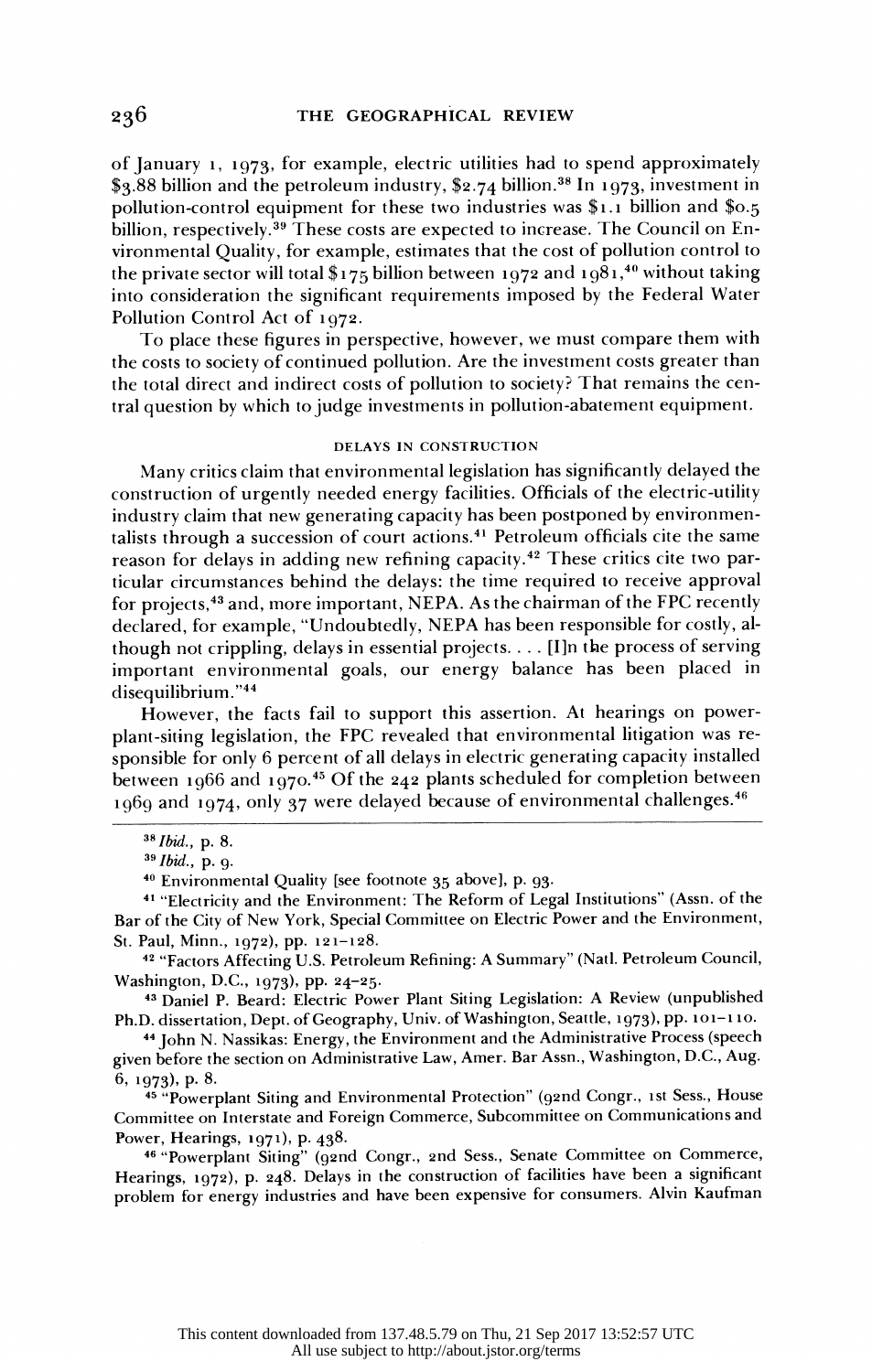of January 1, 1973, for example, electric utilities had to spend approximately $3.88 billion and the petroleum industry, $2.74 billion.[38] In 1973, investment in pollution-control equipment for these two industries was $1.1 billion and $0.5 billion, respectively.[39] These costs are expected to increase. The Council on Environmental Quality, for example, estimates that the cost of pollution control to the private sector will total $175 billion between 1972 and 1981,[40] without taking into consideration the significant requirements imposed by the Federal Water Pollution Control Act of 1972.

To place these figures in perspective, however, we must compare them with the costs to society of continued pollution. Are the investment costs greater than the total direct and indirect costs of pollution to society? That remains the central question by which to judge investments in pollution-abatement equipment.

## DELAYS IN CONSTRUCTION

Many critics claim that environmental legislation has significantly delayed the construction of urgently needed energy facilities. Officials of the electric-utility industry claim that new generating capacity has been postponed by environmentalists through a succession of court actions.[41] Petroleum officials cite the same reason for delays in adding new refining capacity.[42] These critics cite two particular circumstances behind the delays: the time required to receive approval for projects,[43] and, more important, NEPA. As the chairman of the FPC recently declared, for example, "Undoubtedly, NEPA has been responsible for costly, although not crippling, delays in essential projects. . . . [I]n the process of serving important environmental goals, our energy balance has been placed in disequilibrium."[44]

However, the facts fail to support this assertion. At hearings on powerplant-siting legislation, the FPC revealed that environmental litigation was responsible for only 6 percent of all delays in electric generating capacity installed between 1966 and 1970.[45] Of the 242 plants scheduled for completion between 1969 and 1974, only 37 were delayed because of environmental challenges.[46]

---

[38] *Ibid.*, p. 8.

[39] *Ibid.*, p. 9.

[40] Environmental Quality [see footnote 35 above], p. 93.

[41] "Electricity and the Environment: The Reform of Legal Institutions" (Assn. of the Bar of the City of New York, Special Committee on Electric Power and the Environment, St. Paul, Minn., 1972), pp. 121–128.

[42] "Factors Affecting U.S. Petroleum Refining: A Summary" (Natl. Petroleum Council, Washington, D.C., 1973), pp. 24–25.

[43] Daniel P. Beard: Electric Power Plant Siting Legislation: A Review (unpublished Ph.D. dissertation, Dept. of Geography, Univ. of Washington, Seattle, 1973), pp. 101–110.

[44] John N. Nassikas: Energy, the Environment and the Administrative Process (speech given before the section on Administrative Law, Amer. Bar Assn., Washington, D.C., Aug. 6, 1973), p. 8.

[45] "Powerplant Siting and Environmental Protection" (92nd Congr., 1st Sess., House Committee on Interstate and Foreign Commerce, Subcommittee on Communications and Power, Hearings, 1971), p. 438.

[46] "Powerplant Siting" (92nd Congr., 2nd Sess., Senate Committee on Commerce, Hearings, 1972), p. 248. Delays in the construction of facilities have been a significant problem for energy industries and have been expensive for consumers. Alvin Kaufman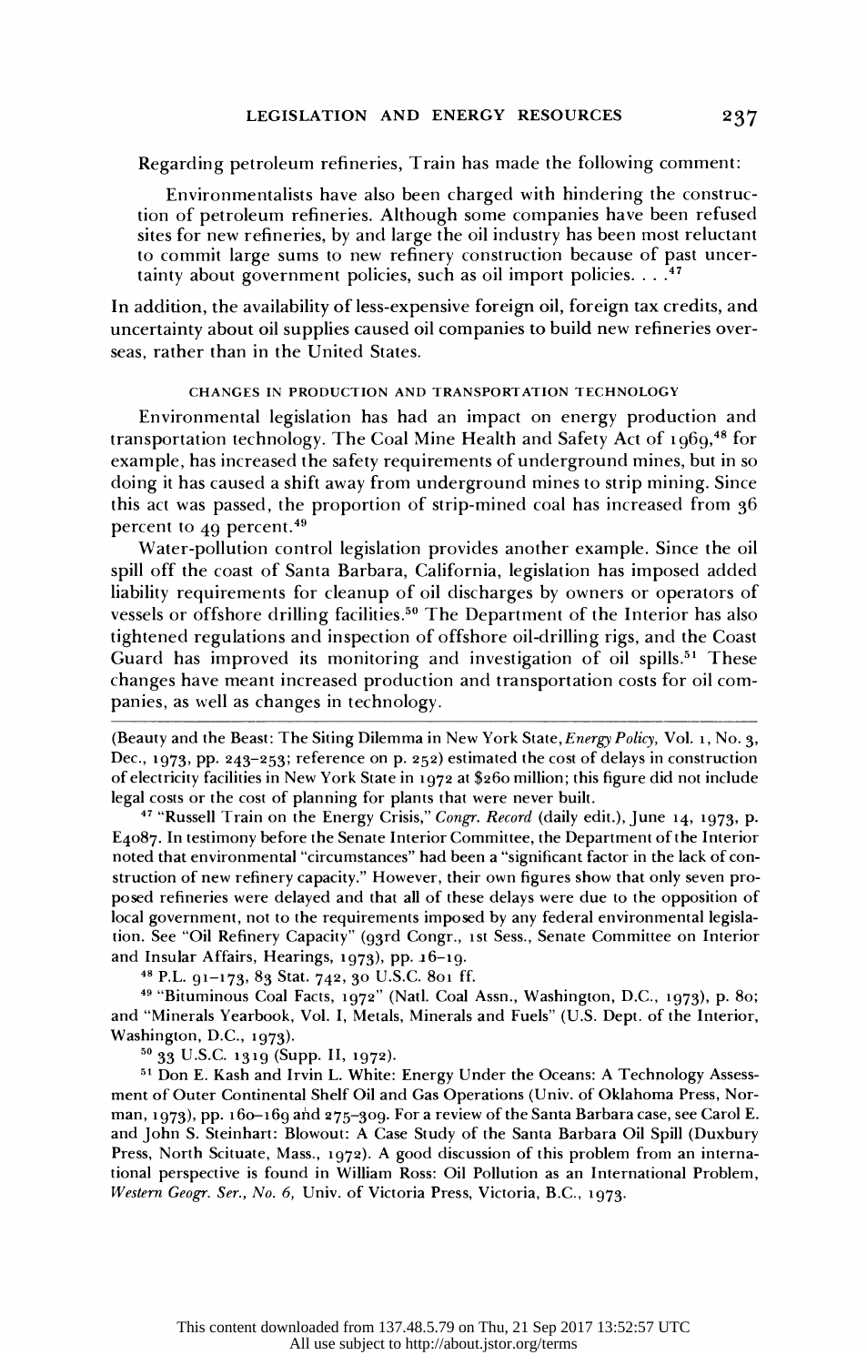Regarding petroleum refineries, Train has made the following comment:

> Environmentalists have also been charged with hindering the construction of petroleum refineries. Although some companies have been refused sites for new refineries, by and large the oil industry has been most reluctant to commit large sums to new refinery construction because of past uncertainty about government policies, such as oil import policies. . . .[47]

In addition, the availability of less-expensive foreign oil, foreign tax credits, and uncertainty about oil supplies caused oil companies to build new refineries overseas, rather than in the United States.

### CHANGES IN PRODUCTION AND TRANSPORTATION TECHNOLOGY

Environmental legislation has had an impact on energy production and transportation technology. The Coal Mine Health and Safety Act of 1969,[48] for example, has increased the safety requirements of underground mines, but in so doing it has caused a shift away from underground mines to strip mining. Since this act was passed, the proportion of strip-mined coal has increased from 36 percent to 49 percent.[49]

Water-pollution control legislation provides another example. Since the oil spill off the coast of Santa Barbara, California, legislation has imposed added liability requirements for cleanup of oil discharges by owners or operators of vessels or offshore drilling facilities.[50] The Department of the Interior has also tightened regulations and inspection of offshore oil-drilling rigs, and the Coast Guard has improved its monitoring and investigation of oil spills.[51] These changes have meant increased production and transportation costs for oil companies, as well as changes in technology.

---

(Beauty and the Beast: The Siting Dilemma in New York State, *Energy Policy*, Vol. 1, No. 3, Dec., 1973, pp. 243–253; reference on p. 252) estimated the cost of delays in construction of electricity facilities in New York State in 1972 at $260 million; this figure did not include legal costs or the cost of planning for plants that were never built.

[47] "Russell Train on the Energy Crisis," *Congr. Record* (daily edit.), June 14, 1973, p. E4087. In testimony before the Senate Interior Committee, the Department of the Interior noted that environmental "circumstances" had been a "significant factor in the lack of construction of new refinery capacity." However, their own figures show that only seven proposed refineries were delayed and that all of these delays were due to the opposition of local government, not to the requirements imposed by any federal environmental legislation. See "Oil Refinery Capacity" (93rd Congr., 1st Sess., Senate Committee on Interior and Insular Affairs, Hearings, 1973), pp. 16–19.

[48] P.L. 91–173, 83 Stat. 742, 30 U.S.C. 801 ff.

[49] "Bituminous Coal Facts, 1972" (Natl. Coal Assn., Washington, D.C., 1973), p. 80; and "Minerals Yearbook, Vol. I, Metals, Minerals and Fuels" (U.S. Dept. of the Interior, Washington, D.C., 1973).

[50] 33 U.S.C. 1319 (Supp. II, 1972).

[51] Don E. Kash and Irvin L. White: Energy Under the Oceans: A Technology Assessment of Outer Continental Shelf Oil and Gas Operations (Univ. of Oklahoma Press, Norman, 1973), pp. 160–169 and 275–309. For a review of the Santa Barbara case, see Carol E. and John S. Steinhart: Blowout: A Case Study of the Santa Barbara Oil Spill (Duxbury Press, North Scituate, Mass., 1972). A good discussion of this problem from an international perspective is found in William Ross: Oil Pollution as an International Problem, *Western Geogr. Ser., No. 6,* Univ. of Victoria Press, Victoria, B.C., 1973.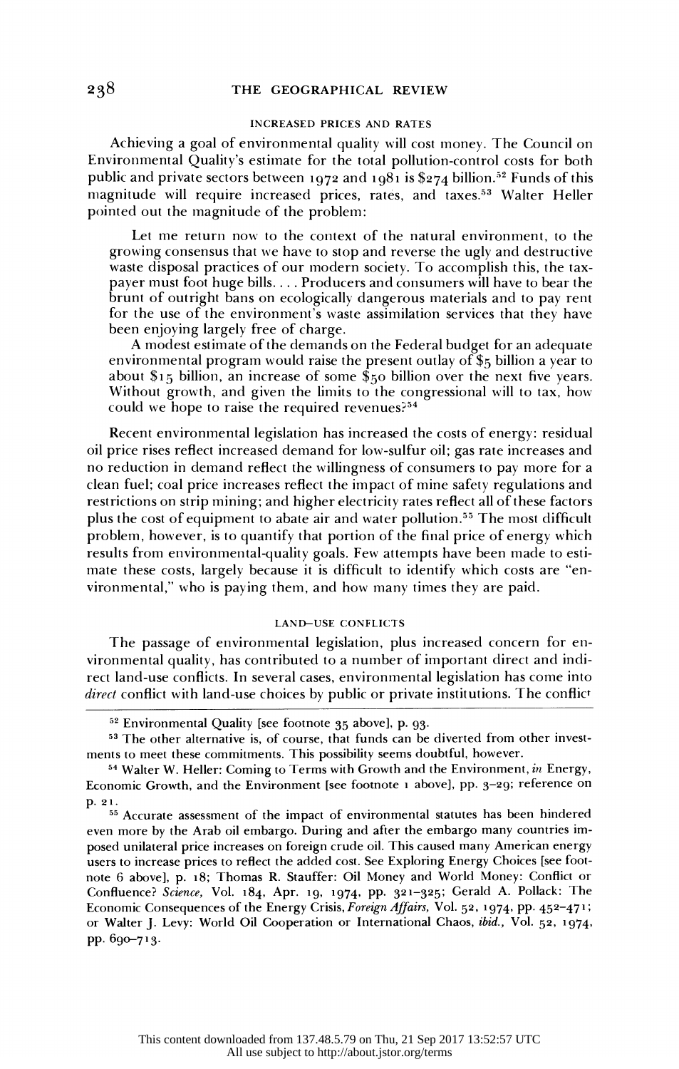### INCREASED PRICES AND RATES

Achieving a goal of environmental quality will cost money. The Council on Environmental Quality's estimate for the total pollution-control costs for both public and private sectors between 1972 and 1981 is $274 billion.[52] Funds of this magnitude will require increased prices, rates, and taxes.[53] Walter Heller pointed out the magnitude of the problem:

> Let me return now to the context of the natural environment, to the growing consensus that we have to stop and reverse the ugly and destructive waste disposal practices of our modern society. To accomplish this, the taxpayer must foot huge bills. . . . Producers and consumers will have to bear the brunt of outright bans on ecologically dangerous materials and to pay rent for the use of the environment's waste assimilation services that they have been enjoying largely free of charge.
>
> A modest estimate of the demands on the Federal budget for an adequate environmental program would raise the present outlay of $5 billion a year to about $15 billion, an increase of some $50 billion over the next five years. Without growth, and given the limits to the congressional will to tax, how could we hope to raise the required revenues?[54]

Recent environmental legislation has increased the costs of energy: residual oil price rises reflect increased demand for low-sulfur oil; gas rate increases and no reduction in demand reflect the willingness of consumers to pay more for a clean fuel; coal price increases reflect the impact of mine safety regulations and restrictions on strip mining; and higher electricity rates reflect all of these factors plus the cost of equipment to abate air and water pollution.[55] The most difficult problem, however, is to quantify that portion of the final price of energy which results from environmental-quality goals. Few attempts have been made to estimate these costs, largely because it is difficult to identify which costs are "environmental," who is paying them, and how many times they are paid.

### LAND-USE CONFLICTS

The passage of environmental legislation, plus increased concern for environmental quality, has contributed to a number of important direct and indirect land-use conflicts. In several cases, environmental legislation has come into *direct* conflict with land-use choices by public or private institutions. The conflict

---

[52] Environmental Quality [see footnote 35 above], p. 93.

[53] The other alternative is, of course, that funds can be diverted from other investments to meet these commitments. This possibility seems doubtful, however.

[54] Walter W. Heller: Coming to Terms with Growth and the Environment, *in* Energy, Economic Growth, and the Environment [see footnote 1 above], pp. 3–29; reference on p. 21.

[55] Accurate assessment of the impact of environmental statutes has been hindered even more by the Arab oil embargo. During and after the embargo many countries imposed unilateral price increases on foreign crude oil. This caused many American energy users to increase prices to reflect the added cost. See Exploring Energy Choices [see footnote 6 above], p. 18; Thomas R. Stauffer: Oil Money and World Money: Conflict or Confluence? *Science*, Vol. 184, Apr. 19, 1974, pp. 321–325; Gerald A. Pollack: The Economic Consequences of the Energy Crisis, *Foreign Affairs*, Vol. 52, 1974, pp. 452–471; or Walter J. Levy: World Oil Cooperation or International Chaos, *ibid.*, Vol. 52, 1974, pp. 690–713.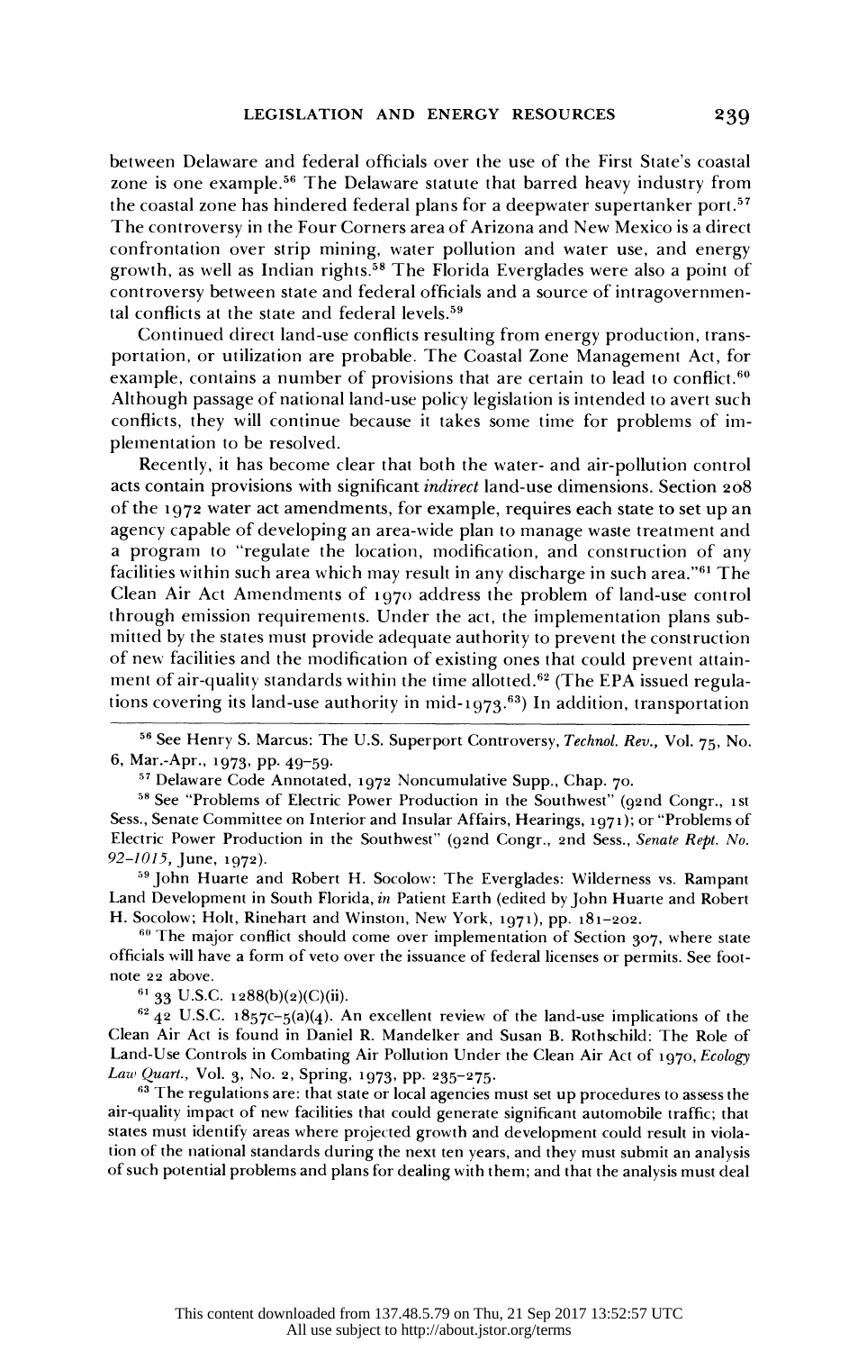between Delaware and federal officials over the use of the First State's coastal zone is one example.[56] The Delaware statute that barred heavy industry from the coastal zone has hindered federal plans for a deepwater supertanker port.[57] The controversy in the Four Corners area of Arizona and New Mexico is a direct confrontation over strip mining, water pollution and water use, and energy growth, as well as Indian rights.[58] The Florida Everglades were also a point of controversy between state and federal officials and a source of intragovernmental conflicts at the state and federal levels.[59]

Continued direct land-use conflicts resulting from energy production, transportation, or utilization are probable. The Coastal Zone Management Act, for example, contains a number of provisions that are certain to lead to conflict.[60] Although passage of national land-use policy legislation is intended to avert such conflicts, they will continue because it takes some time for problems of implementation to be resolved.

Recently, it has become clear that both the water- and air-pollution control acts contain provisions with significant *indirect* land-use dimensions. Section 208 of the 1972 water act amendments, for example, requires each state to set up an agency capable of developing an area-wide plan to manage waste treatment and a program to "regulate the location, modification, and construction of any facilities within such area which may result in any discharge in such area."[61] The Clean Air Act Amendments of 1970 address the problem of land-use control through emission requirements. Under the act, the implementation plans submitted by the states must provide adequate authority to prevent the construction of new facilities and the modification of existing ones that could prevent attainment of air-quality standards within the time allotted.[62] (The EPA issued regulations covering its land-use authority in mid-1973.[63]) In addition, transportation

---

[56] See Henry S. Marcus: The U.S. Superport Controversy, *Technol. Rev.*, Vol. 75, No. 6, Mar.-Apr., 1973, pp. 49–59.

[57] Delaware Code Annotated, 1972 Noncumulative Supp., Chap. 70.

[58] See "Problems of Electric Power Production in the Southwest" (92nd Congr., 1st Sess., Senate Committee on Interior and Insular Affairs, Hearings, 1971); or "Problems of Electric Power Production in the Southwest" (92nd Congr., 2nd Sess., *Senate Rept. No. 92–1015*, June, 1972).

[59] John Huarte and Robert H. Socolow: The Everglades: Wilderness vs. Rampant Land Development in South Florida, *in* Patient Earth (edited by John Huarte and Robert H. Socolow; Holt, Rinehart and Winston, New York, 1971), pp. 181–202.

[60] The major conflict should come over implementation of Section 307, where state officials will have a form of veto over the issuance of federal licenses or permits. See footnote 22 above.

[61] 33 U.S.C. 1288(b)(2)(C)(ii).

[62] 42 U.S.C. 1857c–5(a)(4). An excellent review of the land-use implications of the Clean Air Act is found in Daniel R. Mandelker and Susan B. Rothschild: The Role of Land-Use Controls in Combating Air Pollution Under the Clean Air Act of 1970, *Ecology Law Quart.*, Vol. 3, No. 2, Spring, 1973, pp. 235–275.

[63] The regulations are: that state or local agencies must set up procedures to assess the air-quality impact of new facilities that could generate significant automobile traffic; that states must identify areas where projected growth and development could result in violation of the national standards during the next ten years, and they must submit an analysis of such potential problems and plans for dealing with them; and that the analysis must deal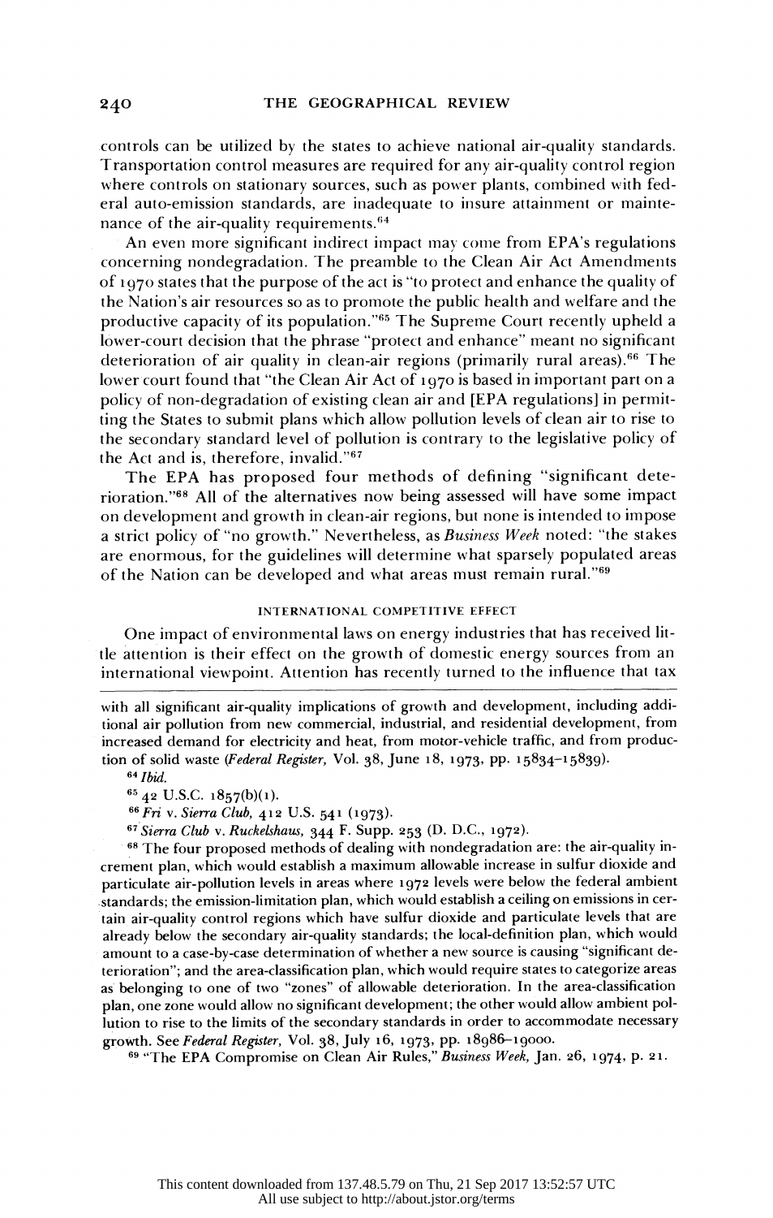controls can be utilized by the states to achieve national air-quality standards. Transportation control measures are required for any air-quality control region where controls on stationary sources, such as power plants, combined with federal auto-emission standards, are inadequate to insure attainment or maintenance of the air-quality requirements.[64]

An even more significant indirect impact may come from EPA's regulations concerning nondegradation. The preamble to the Clean Air Act Amendments of 1970 states that the purpose of the act is "to protect and enhance the quality of the Nation's air resources so as to promote the public health and welfare and the productive capacity of its population."[65] The Supreme Court recently upheld a lower-court decision that the phrase "protect and enhance" meant no significant deterioration of air quality in clean-air regions (primarily rural areas).[66] The lower court found that "the Clean Air Act of 1970 is based in important part on a policy of non-degradation of existing clean air and [EPA regulations] in permitting the States to submit plans which allow pollution levels of clean air to rise to the secondary standard level of pollution is contrary to the legislative policy of the Act and is, therefore, invalid."[67]

The EPA has proposed four methods of defining "significant deterioration."[68] All of the alternatives now being assessed will have some impact on development and growth in clean-air regions, but none is intended to impose a strict policy of "no growth." Nevertheless, as *Business Week* noted: "the stakes are enormous, for the guidelines will determine what sparsely populated areas of the Nation can be developed and what areas must remain rural."[69]

## INTERNATIONAL COMPETITIVE EFFECT

One impact of environmental laws on energy industries that has received little attention is their effect on the growth of domestic energy sources from an international viewpoint. Attention has recently turned to the influence that tax

---

with all significant air-quality implications of growth and development, including additional air pollution from new commercial, industrial, and residential development, from increased demand for electricity and heat, from motor-vehicle traffic, and from production of solid waste (*Federal Register*, Vol. 38, June 18, 1973, pp. 15834–15839).

[64] *Ibid.*

[65] 42 U.S.C. 1857(b)(1).

[66] *Fri* v. *Sierra Club*, 412 U.S. 541 (1973).

[67] *Sierra Club* v. *Ruckelshaus*, 344 F. Supp. 253 (D. D.C., 1972).

[68] The four proposed methods of dealing with nondegradation are: the air-quality increment plan, which would establish a maximum allowable increase in sulfur dioxide and particulate air-pollution levels in areas where 1972 levels were below the federal ambient standards; the emission-limitation plan, which would establish a ceiling on emissions in certain air-quality control regions which have sulfur dioxide and particulate levels that are already below the secondary air-quality standards; the local-definition plan, which would amount to a case-by-case determination of whether a new source is causing "significant deterioration"; and the area-classification plan, which would require states to categorize areas as belonging to one of two "zones" of allowable deterioration. In the area-classification plan, one zone would allow no significant development; the other would allow ambient pollution to rise to the limits of the secondary standards in order to accommodate necessary growth. See *Federal Register*, Vol. 38, July 16, 1973, pp. 18986–19000.

[69] "The EPA Compromise on Clean Air Rules," *Business Week*, Jan. 26, 1974, p. 21.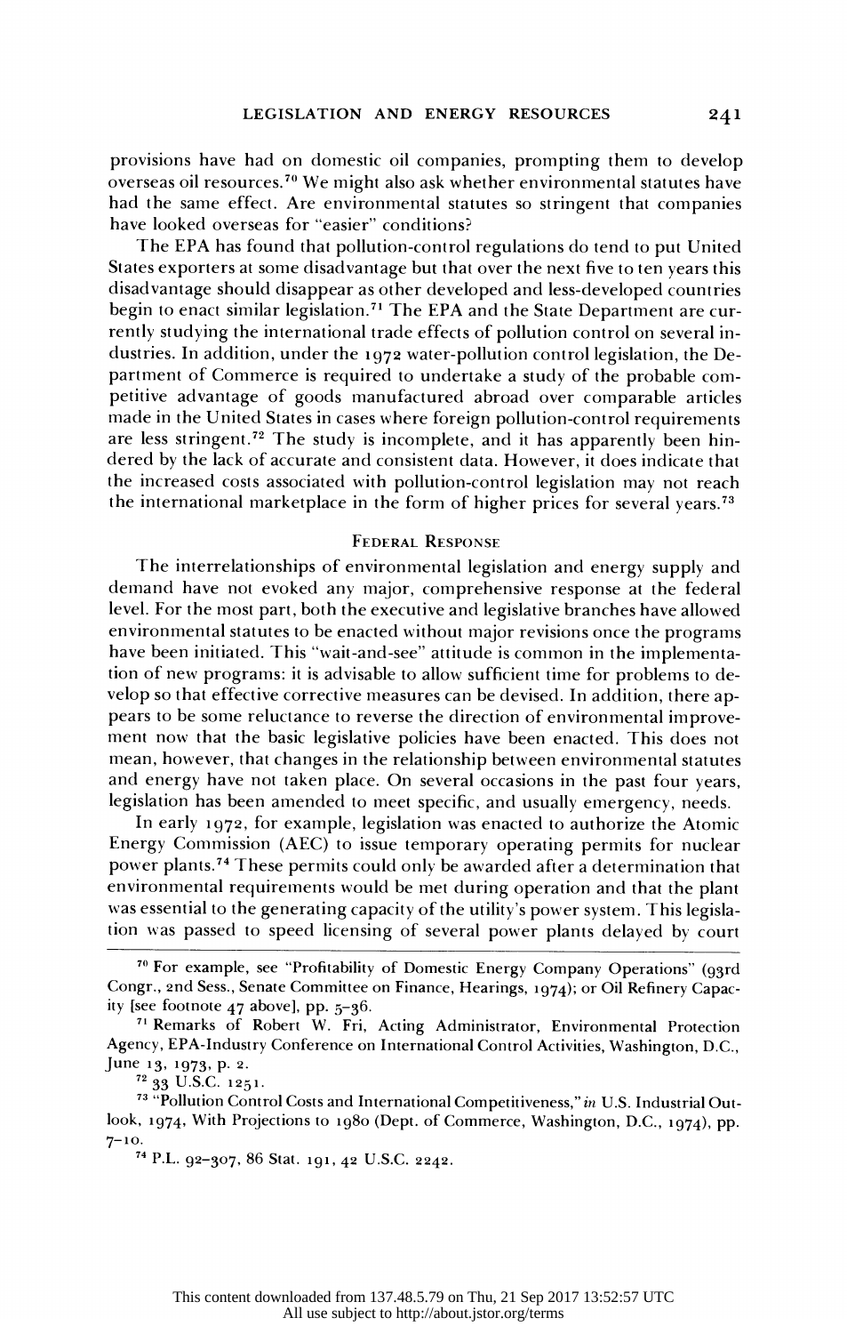provisions have had on domestic oil companies, prompting them to develop overseas oil resources.[70] We might also ask whether environmental statutes have had the same effect. Are environmental statutes so stringent that companies have looked overseas for "easier" conditions?

The EPA has found that pollution-control regulations do tend to put United States exporters at some disadvantage but that over the next five to ten years this disadvantage should disappear as other developed and less-developed countries begin to enact similar legislation.[71] The EPA and the State Department are currently studying the international trade effects of pollution control on several industries. In addition, under the 1972 water-pollution control legislation, the Department of Commerce is required to undertake a study of the probable competitive advantage of goods manufactured abroad over comparable articles made in the United States in cases where foreign pollution-control requirements are less stringent.[72] The study is incomplete, and it has apparently been hindered by the lack of accurate and consistent data. However, it does indicate that the increased costs associated with pollution-control legislation may not reach the international marketplace in the form of higher prices for several years.[73]

## Federal Response

The interrelationships of environmental legislation and energy supply and demand have not evoked any major, comprehensive response at the federal level. For the most part, both the executive and legislative branches have allowed environmental statutes to be enacted without major revisions once the programs have been initiated. This "wait-and-see" attitude is common in the implementation of new programs: it is advisable to allow sufficient time for problems to develop so that effective corrective measures can be devised. In addition, there appears to be some reluctance to reverse the direction of environmental improvement now that the basic legislative policies have been enacted. This does not mean, however, that changes in the relationship between environmental statutes and energy have not taken place. On several occasions in the past four years, legislation has been amended to meet specific, and usually emergency, needs.

In early 1972, for example, legislation was enacted to authorize the Atomic Energy Commission (AEC) to issue temporary operating permits for nuclear power plants.[74] These permits could only be awarded after a determination that environmental requirements would be met during operation and that the plant was essential to the generating capacity of the utility's power system. This legislation was passed to speed licensing of several power plants delayed by court

---

[70] For example, see "Profitability of Domestic Energy Company Operations" (93rd Congr., 2nd Sess., Senate Committee on Finance, Hearings, 1974); or Oil Refinery Capacity [see footnote 47 above], pp. 5–36.

[71] Remarks of Robert W. Fri, Acting Administrator, Environmental Protection Agency, EPA-Industry Conference on International Control Activities, Washington, D.C., June 13, 1973, p. 2.

[72] 33 U.S.C. 1251.

[73] "Pollution Control Costs and International Competitiveness," *in* U.S. Industrial Outlook, 1974, With Projections to 1980 (Dept. of Commerce, Washington, D.C., 1974), pp. 7–10.

[74] P.L. 92–307, 86 Stat. 191, 42 U.S.C. 2242.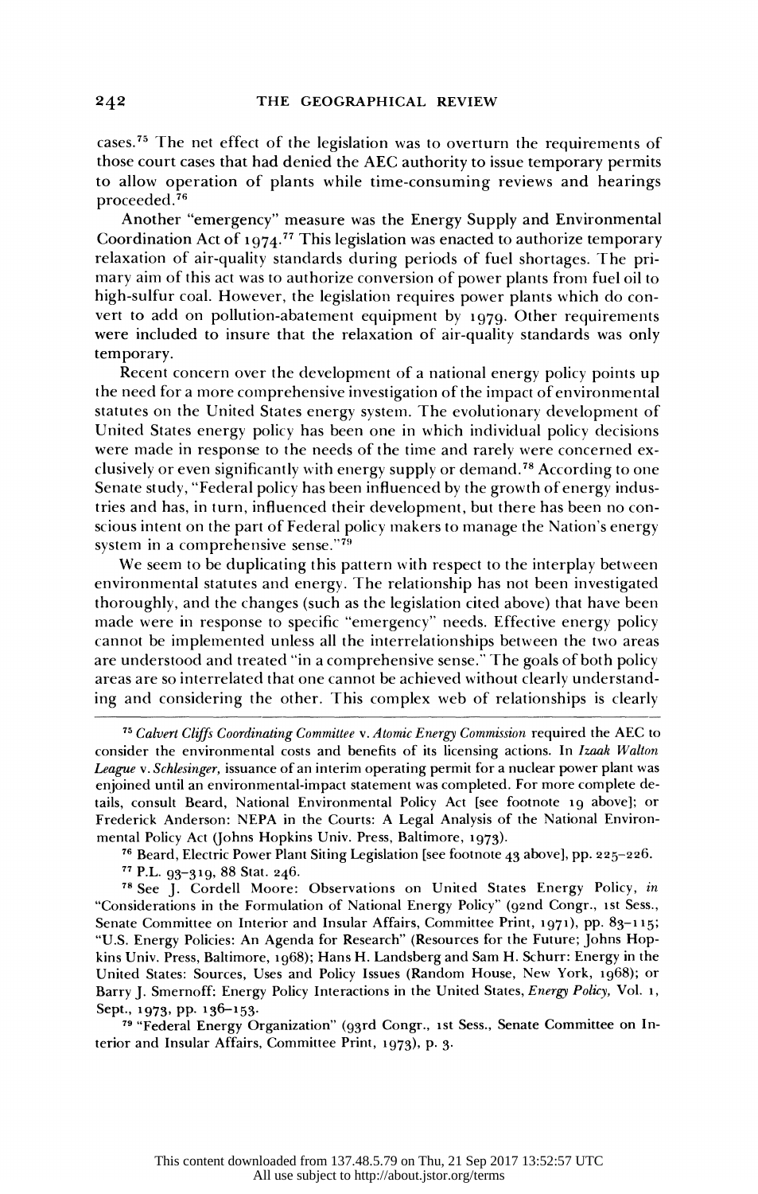cases.[75] The net effect of the legislation was to overturn the requirements of those court cases that had denied the AEC authority to issue temporary permits to allow operation of plants while time-consuming reviews and hearings proceeded.[76]

Another "emergency" measure was the Energy Supply and Environmental Coordination Act of 1974.[77] This legislation was enacted to authorize temporary relaxation of air-quality standards during periods of fuel shortages. The primary aim of this act was to authorize conversion of power plants from fuel oil to high-sulfur coal. However, the legislation requires power plants which do convert to add on pollution-abatement equipment by 1979. Other requirements were included to insure that the relaxation of air-quality standards was only temporary.

Recent concern over the development of a national energy policy points up the need for a more comprehensive investigation of the impact of environmental statutes on the United States energy system. The evolutionary development of United States energy policy has been one in which individual policy decisions were made in response to the needs of the time and rarely were concerned exclusively or even significantly with energy supply or demand.[78] According to one Senate study, "Federal policy has been influenced by the growth of energy industries and has, in turn, influenced their development, but there has been no conscious intent on the part of Federal policy makers to manage the Nation's energy system in a comprehensive sense."[79]

We seem to be duplicating this pattern with respect to the interplay between environmental statutes and energy. The relationship has not been investigated thoroughly, and the changes (such as the legislation cited above) that have been made were in response to specific "emergency" needs. Effective energy policy cannot be implemented unless all the interrelationships between the two areas are understood and treated "in a comprehensive sense." The goals of both policy areas are so interrelated that one cannot be achieved without clearly understanding and considering the other. This complex web of relationships is clearly

---

[75] *Calvert Cliffs Coordinating Committee* v. *Atomic Energy Commission* required the AEC to consider the environmental costs and benefits of its licensing actions. In *Izaak Walton League* v. *Schlesinger*, issuance of an interim operating permit for a nuclear power plant was enjoined until an environmental-impact statement was completed. For more complete details, consult Beard, National Environmental Policy Act [see footnote 19 above]; or Frederick Anderson: NEPA in the Courts: A Legal Analysis of the National Environmental Policy Act (Johns Hopkins Univ. Press, Baltimore, 1973).

[76] Beard, Electric Power Plant Siting Legislation [see footnote 43 above], pp. 225–226.

[77] P.L. 93–319, 88 Stat. 246.

[78] See J. Cordell Moore: Observations on United States Energy Policy, *in* "Considerations in the Formulation of National Energy Policy" (92nd Congr., 1st Sess., Senate Committee on Interior and Insular Affairs, Committee Print, 1971), pp. 83–115; "U.S. Energy Policies: An Agenda for Research" (Resources for the Future; Johns Hopkins Univ. Press, Baltimore, 1968); Hans H. Landsberg and Sam H. Schurr: Energy in the United States: Sources, Uses and Policy Issues (Random House, New York, 1968); or Barry J. Smernoff: Energy Policy Interactions in the United States, *Energy Policy*, Vol. 1, Sept., 1973, pp. 136–153.

[79] "Federal Energy Organization" (93rd Congr., 1st Sess., Senate Committee on Interior and Insular Affairs, Committee Print, 1973), p. 3.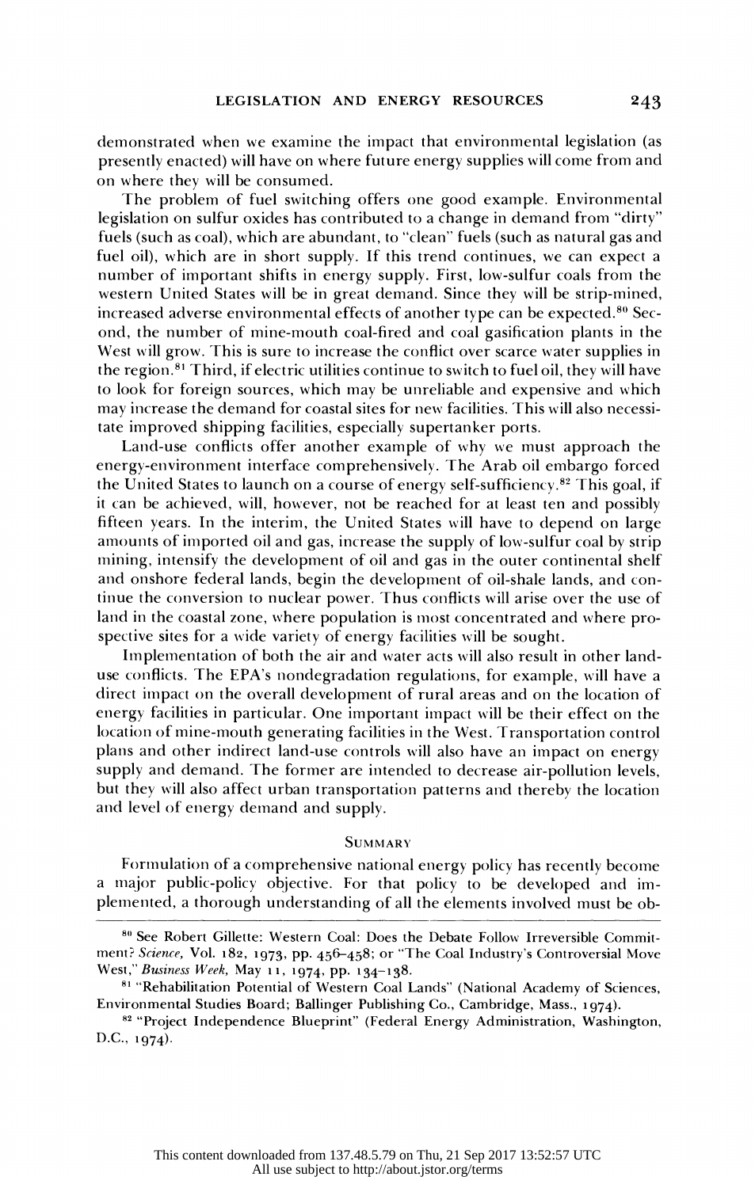demonstrated when we examine the impact that environmental legislation (as presently enacted) will have on where future energy supplies will come from and on where they will be consumed.

The problem of fuel switching offers one good example. Environmental legislation on sulfur oxides has contributed to a change in demand from "dirty" fuels (such as coal), which are abundant, to "clean" fuels (such as natural gas and fuel oil), which are in short supply. If this trend continues, we can expect a number of important shifts in energy supply. First, low-sulfur coals from the western United States will be in great demand. Since they will be strip-mined, increased adverse environmental effects of another type can be expected.[80] Second, the number of mine-mouth coal-fired and coal gasification plants in the West will grow. This is sure to increase the conflict over scarce water supplies in the region.[81] Third, if electric utilities continue to switch to fuel oil, they will have to look for foreign sources, which may be unreliable and expensive and which may increase the demand for coastal sites for new facilities. This will also necessitate improved shipping facilities, especially supertanker ports.

Land-use conflicts offer another example of why we must approach the energy-environment interface comprehensively. The Arab oil embargo forced the United States to launch on a course of energy self-sufficiency.[82] This goal, if it can be achieved, will, however, not be reached for at least ten and possibly fifteen years. In the interim, the United States will have to depend on large amounts of imported oil and gas, increase the supply of low-sulfur coal by strip mining, intensify the development of oil and gas in the outer continental shelf and onshore federal lands, begin the development of oil-shale lands, and continue the conversion to nuclear power. Thus conflicts will arise over the use of land in the coastal zone, where population is most concentrated and where prospective sites for a wide variety of energy facilities will be sought.

Implementation of both the air and water acts will also result in other land-use conflicts. The EPA's nondegradation regulations, for example, will have a direct impact on the overall development of rural areas and on the location of energy facilities in particular. One important impact will be their effect on the location of mine-mouth generating facilities in the West. Transportation control plans and other indirect land-use controls will also have an impact on energy supply and demand. The former are intended to decrease air-pollution levels, but they will also affect urban transportation patterns and thereby the location and level of energy demand and supply.

## Summary

Formulation of a comprehensive national energy policy has recently become a major public-policy objective. For that policy to be developed and implemented, a thorough understanding of all the elements involved must be ob-

---

[80] See Robert Gillette: Western Coal: Does the Debate Follow Irreversible Commitment? *Science*, Vol. 182, 1973, pp. 456–458; or "The Coal Industry's Controversial Move West," *Business Week*, May 11, 1974, pp. 134–138.

[81] "Rehabilitation Potential of Western Coal Lands" (National Academy of Sciences, Environmental Studies Board; Ballinger Publishing Co., Cambridge, Mass., 1974).

[82] "Project Independence Blueprint" (Federal Energy Administration, Washington, D.C., 1974).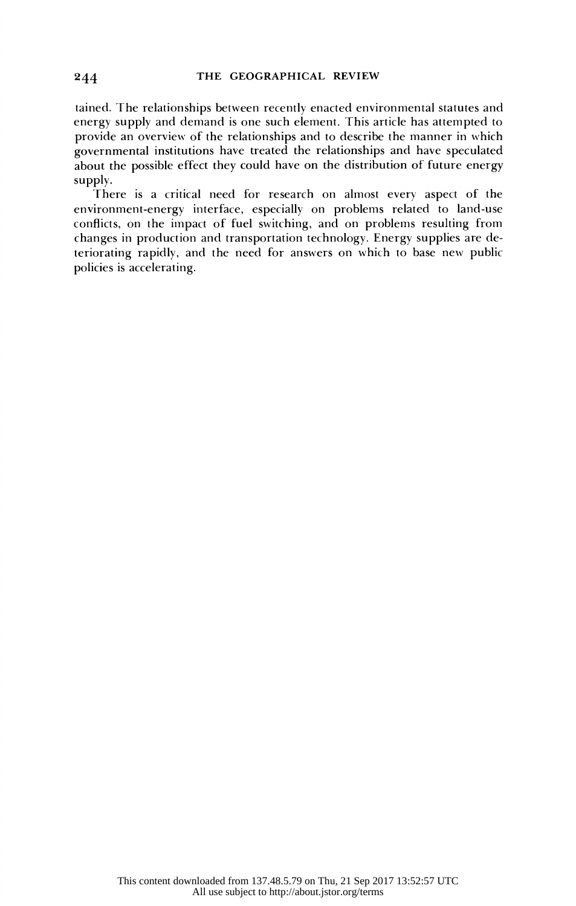tained. The relationships between recently enacted environmental statutes and energy supply and demand is one such element. This article has attempted to provide an overview of the relationships and to describe the manner in which governmental institutions have treated the relationships and have speculated about the possible effect they could have on the distribution of future energy supply.

There is a critical need for research on almost every aspect of the environment-energy interface, especially on problems related to land-use conflicts, on the impact of fuel switching, and on problems resulting from changes in production and transportation technology. Energy supplies are deteriorating rapidly, and the need for answers on which to base new public policies is accelerating.